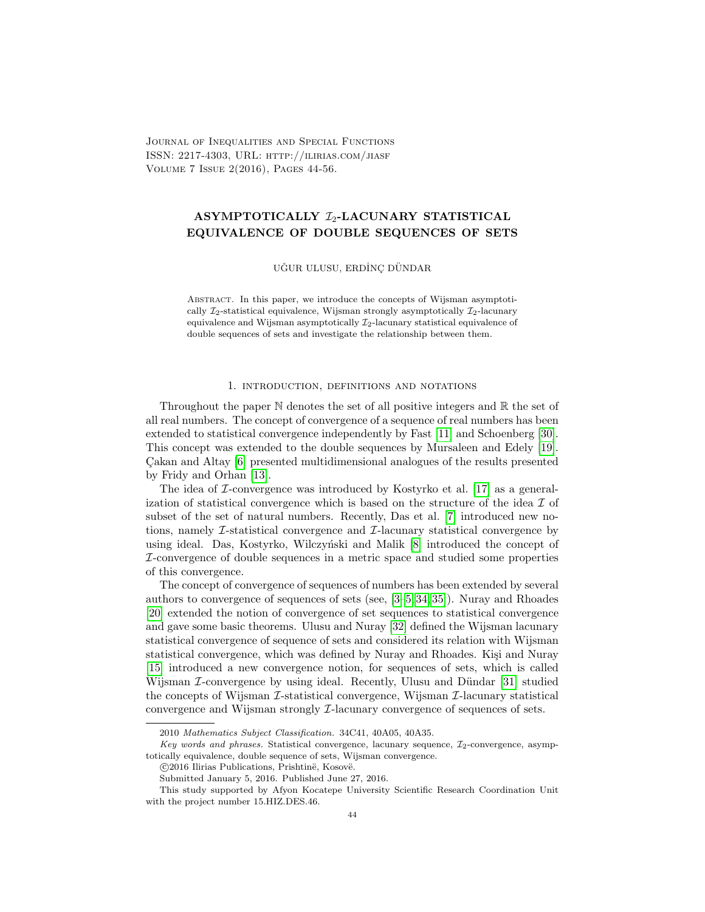Journal of Inequalities and Special Functions
ISSN: 2217-4303, URL: http://ilirias.com/jiasf
Volume 7 Issue 2(2016), Pages 44-56.

# ASYMPTOTICALLY $\mathcal{I}_2$-LACUNARY STATISTICAL EQUIVALENCE OF DOUBLE SEQUENCES OF SETS

UĞUR ULUSU, ERDİNÇ DÜNDAR

Abstract. In this paper, we introduce the concepts of Wijsman asymptotically $\mathcal{I}_2$-statistical equivalence, Wijsman strongly asymptotically $\mathcal{I}_2$-lacunary equivalence and Wijsman asymptotically $\mathcal{I}_2$-lacunary statistical equivalence of double sequences of sets and investigate the relationship between them.

## 1. introduction, definitions and notations

Throughout the paper $\mathbb{N}$ denotes the set of all positive integers and $\mathbb{R}$ the set of all real numbers. The concept of convergence of a sequence of real numbers has been extended to statistical convergence independently by Fast [11] and Schoenberg [30]. This concept was extended to the double sequences by Mursaleen and Edely [19]. Çakan and Altay [6] presented multidimensional analogues of the results presented by Fridy and Orhan [13].

The idea of $\mathcal{I}$-convergence was introduced by Kostyrko et al. [17] as a generalization of statistical convergence which is based on the structure of the idea $\mathcal{I}$ of subset of the set of natural numbers. Recently, Das et al. [7] introduced new notions, namely $\mathcal{I}$-statistical convergence and $\mathcal{I}$-lacunary statistical convergence by using ideal. Das, Kostyrko, Wilczyński and Malik [8] introduced the concept of $\mathcal{I}$-convergence of double sequences in a metric space and studied some properties of this convergence.

The concept of convergence of sequences of numbers has been extended by several authors to convergence of sequences of sets (see, [3–5, 34, 35]). Nuray and Rhoades [20] extended the notion of convergence of set sequences to statistical convergence and gave some basic theorems. Ulusu and Nuray [32] defined the Wijsman lacunary statistical convergence of sequence of sets and considered its relation with Wijsman statistical convergence, which was defined by Nuray and Rhoades. Kişi and Nuray [15] introduced a new convergence notion, for sequences of sets, which is called Wijsman $\mathcal{I}$-convergence by using ideal. Recently, Ulusu and Dündar [31] studied the concepts of Wijsman $\mathcal{I}$-statistical convergence, Wijsman $\mathcal{I}$-lacunary statistical convergence and Wijsman strongly $\mathcal{I}$-lacunary convergence of sequences of sets.

---

2010 *Mathematics Subject Classification.* 34C41, 40A05, 40A35.

*Key words and phrases.* Statistical convergence, lacunary sequence, $\mathcal{I}_2$-convergence, asymptotically equivalence, double sequence of sets, Wijsman convergence.

©2016 Ilirias Publications, Prishtinë, Kosovë.

Submitted January 5, 2016. Published June 27, 2016.

This study supported by Afyon Kocatepe University Scientific Research Coordination Unit with the project number 15.HIZ.DES.46.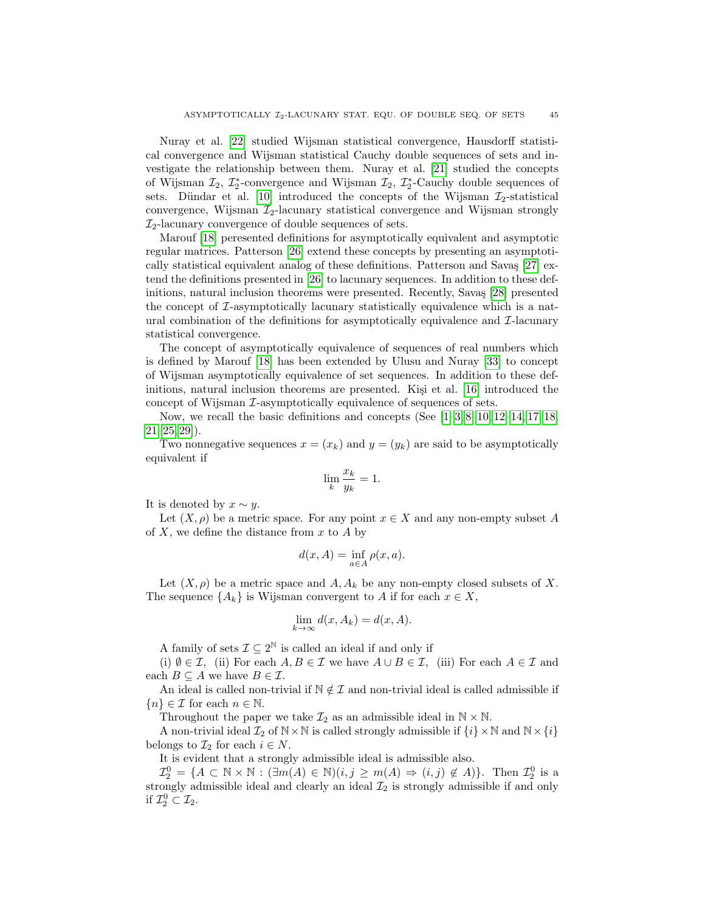Nuray et al. [22] studied Wijsman statistical convergence, Hausdorff statistical convergence and Wijsman statistical Cauchy double sequences of sets and investigate the relationship between them. Nuray et al. [21] studied the concepts of Wijsman $\mathcal{I}_2$, $\mathcal{I}_2^*$-convergence and Wijsman $\mathcal{I}_2$, $\mathcal{I}_2^*$-Cauchy double sequences of sets. Dündar et al. [10] introduced the concepts of the Wijsman $\mathcal{I}_2$-statistical convergence, Wijsman $\mathcal{I}_2$-lacunary statistical convergence and Wijsman strongly $\mathcal{I}_2$-lacunary convergence of double sequences of sets.

Marouf [18] peresented definitions for asymptotically equivalent and asymptotic regular matrices. Patterson [26] extend these concepts by presenting an asymptotically statistical equivalent analog of these definitions. Patterson and Savaş [27] extend the definitions presented in [26] to lacunary sequences. In addition to these definitions, natural inclusion theorems were presented. Recently, Savaş [28] presented the concept of $\mathcal{I}$-asymptotically lacunary statistically equivalence which is a natural combination of the definitions for asymptotically equivalence and $\mathcal{I}$-lacunary statistical convergence.

The concept of asymptotically equivalence of sequences of real numbers which is defined by Marouf [18] has been extended by Ulusu and Nuray [33] to concept of Wijsman asymptotically equivalence of set sequences. In addition to these definitions, natural inclusion theorems are presented. Kişi et al. [16] introduced the concept of Wijsman $\mathcal{I}$-asymptotically equivalence of sequences of sets.

Now, we recall the basic definitions and concepts (See [1–3, 8–10, 12–14, 17, 18, 21, 25, 29]).

Two nonnegative sequences $x = (x_k)$ and $y = (y_k)$ are said to be asymptotically equivalent if

$$\lim_k \frac{x_k}{y_k} = 1.$$

It is denoted by $x \sim y$.

Let $(X, \rho)$ be a metric space. For any point $x \in X$ and any non-empty subset $A$ of $X$, we define the distance from $x$ to $A$ by

$$d(x, A) = \inf_{a \in A} \rho(x, a).$$

Let $(X, \rho)$ be a metric space and $A, A_k$ be any non-empty closed subsets of $X$. The sequence $\{A_k\}$ is Wijsman convergent to $A$ if for each $x \in X$,

$$\lim_{k \to \infty} d(x, A_k) = d(x, A).$$

A family of sets $\mathcal{I} \subseteq 2^{\mathbb{N}}$ is called an ideal if and only if

(i) $\emptyset \in \mathcal{I}$, (ii) For each $A, B \in \mathcal{I}$ we have $A \cup B \in \mathcal{I}$, (iii) For each $A \in \mathcal{I}$ and each $B \subseteq A$ we have $B \in \mathcal{I}$.

An ideal is called non-trivial if $\mathbb{N} \notin \mathcal{I}$ and non-trivial ideal is called admissible if $\{n\} \in \mathcal{I}$ for each $n \in \mathbb{N}$.

Throughout the paper we take $\mathcal{I}_2$ as an admissible ideal in $\mathbb{N} \times \mathbb{N}$.

A non-trivial ideal $\mathcal{I}_2$ of $\mathbb{N} \times \mathbb{N}$ is called strongly admissible if $\{i\} \times \mathbb{N}$ and $\mathbb{N} \times \{i\}$ belongs to $\mathcal{I}_2$ for each $i \in N$.

It is evident that a strongly admissible ideal is admissible also.

$\mathcal{I}_2^0 = \{A \subset \mathbb{N} \times \mathbb{N} : (\exists m(A) \in \mathbb{N})(i, j \geq m(A) \Rightarrow (i, j) \notin A)\}$. Then $\mathcal{I}_2^0$ is a strongly admissible ideal and clearly an ideal $\mathcal{I}_2$ is strongly admissible if and only if $\mathcal{I}_2^0 \subset \mathcal{I}_2$.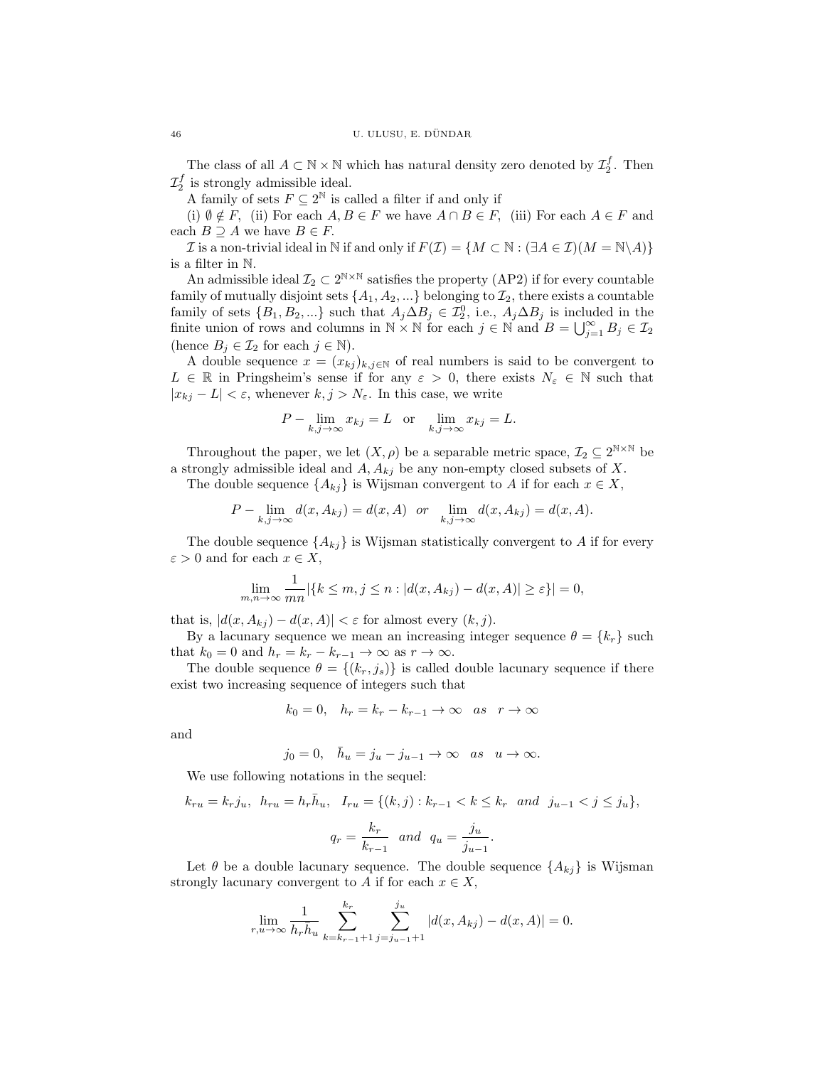The class of all $A \subset \mathbb{N} \times \mathbb{N}$ which has natural density zero denoted by $\mathcal{I}_2^f$. Then $\mathcal{I}_2^f$ is strongly admissible ideal.

A family of sets $F \subseteq 2^{\mathbb{N}}$ is called a filter if and only if

(i) $\emptyset \notin F$, (ii) For each $A, B \in F$ we have $A \cap B \in F$, (iii) For each $A \in F$ and each $B \supseteq A$ we have $B \in F$.

$\mathcal{I}$ is a non-trivial ideal in $\mathbb{N}$ if and only if $F(\mathcal{I}) = \{M \subset \mathbb{N} : (\exists A \in \mathcal{I})(M = \mathbb{N} \backslash A)\}$ is a filter in $\mathbb{N}$.

An admissible ideal $\mathcal{I}_2 \subset 2^{\mathbb{N}\times\mathbb{N}}$ satisfies the property (AP2) if for every countable family of mutually disjoint sets $\{A_1, A_2, ...\}$ belonging to $\mathcal{I}_2$, there exists a countable family of sets $\{B_1, B_2, ...\}$ such that $A_j \Delta B_j \in \mathcal{I}_2^0$, i.e., $A_j \Delta B_j$ is included in the finite union of rows and columns in $\mathbb{N} \times \mathbb{N}$ for each $j \in \mathbb{N}$ and $B = \bigcup_{j=1}^{\infty} B_j \in \mathcal{I}_2$ (hence $B_j \in \mathcal{I}_2$ for each $j \in \mathbb{N}$).

A double sequence $x = (x_{kj})_{k,j\in\mathbb{N}}$ of real numbers is said to be convergent to $L \in \mathbb{R}$ in Pringsheim's sense if for any $\varepsilon > 0$, there exists $N_\varepsilon \in \mathbb{N}$ such that $|x_{kj} - L| < \varepsilon$, whenever $k, j > N_\varepsilon$. In this case, we write

$$P - \lim_{k,j\to\infty} x_{kj} = L \quad \text{or} \quad \lim_{k,j\to\infty} x_{kj} = L.$$

Throughout the paper, we let $(X, \rho)$ be a separable metric space, $\mathcal{I}_2 \subseteq 2^{\mathbb{N}\times\mathbb{N}}$ be a strongly admissible ideal and $A, A_{kj}$ be any non-empty closed subsets of $X$.

The double sequence $\{A_{kj}\}$ is Wijsman convergent to $A$ if for each $x \in X$,

$$P - \lim_{k,j\to\infty} d(x, A_{kj}) = d(x, A) \quad or \quad \lim_{k,j\to\infty} d(x, A_{kj}) = d(x, A).$$

The double sequence $\{A_{kj}\}$ is Wijsman statistically convergent to $A$ if for every $\varepsilon > 0$ and for each $x \in X$,

$$\lim_{m,n\to\infty} \frac{1}{mn} |\{k \le m, j \le n : |d(x, A_{kj}) - d(x, A)| \ge \varepsilon\}| = 0,$$

that is, $|d(x, A_{kj}) - d(x, A)| < \varepsilon$ for almost every $(k, j)$.

By a lacunary sequence we mean an increasing integer sequence $\theta = \{k_r\}$ such that $k_0 = 0$ and $h_r = k_r - k_{r-1} \to \infty$ as $r \to \infty$.

The double sequence $\theta = \{(k_r, j_s)\}$ is called double lacunary sequence if there exist two increasing sequence of integers such that

$$k_0 = 0, \quad h_r = k_r - k_{r-1} \to \infty \quad as \quad r \to \infty$$

and

$$j_0 = 0, \quad \bar{h}_u = j_u - j_{u-1} \to \infty \quad as \quad u \to \infty.$$

We use following notations in the sequel:

$$k_{ru} = k_r j_u, \;\; h_{ru} = h_r \bar{h}_u, \;\; I_{ru} = \{(k, j) : k_{r-1} < k \le k_r \;\; and \;\; j_{u-1} < j \le j_u\},$$

$$q_r = \frac{k_r}{k_{r-1}} \;\; and \;\; q_u = \frac{j_u}{j_{u-1}}.$$

Let $\theta$ be a double lacunary sequence. The double sequence $\{A_{kj}\}$ is Wijsman strongly lacunary convergent to $A$ if for each $x \in X$,

$$\lim_{r,u\to\infty} \frac{1}{h_r \bar{h}_u} \sum_{k=k_{r-1}+1}^{k_r} \sum_{j=j_{u-1}+1}^{j_u} |d(x, A_{kj}) - d(x, A)| = 0.$$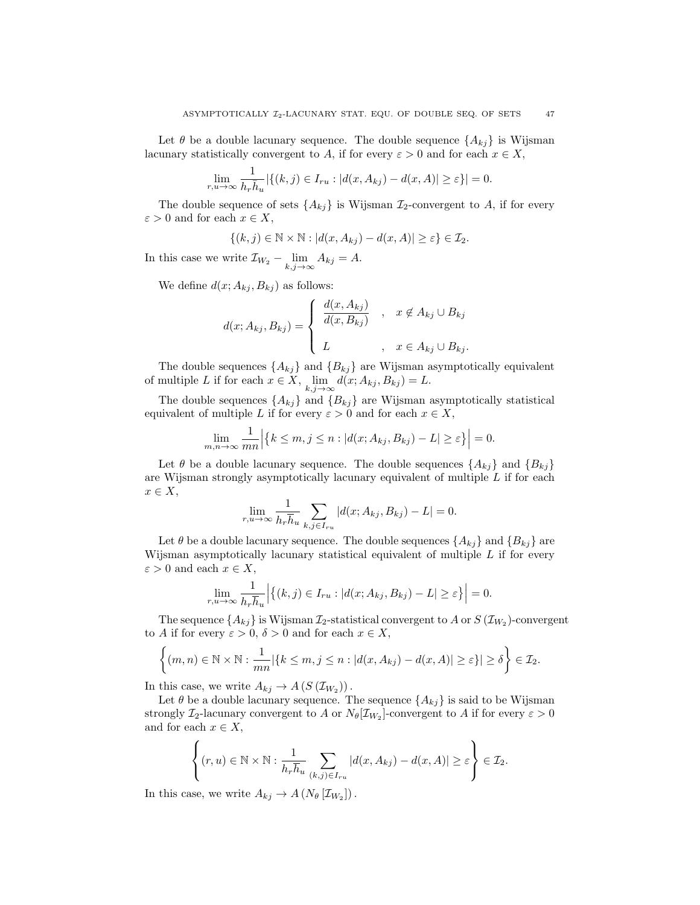Let $\theta$ be a double lacunary sequence. The double sequence $\{A_{kj}\}$ is Wijsman lacunary statistically convergent to $A$, if for every $\varepsilon > 0$ and for each $x \in X$,

$$\lim_{r,u\to\infty} \frac{1}{h_r \overline{h}_u} |\{(k,j) \in I_{ru} : |d(x, A_{kj}) - d(x, A)| \geq \varepsilon\}| = 0.$$

The double sequence of sets $\{A_{kj}\}$ is Wijsman $\mathcal{I}_2$-convergent to $A$, if for every $\varepsilon > 0$ and for each $x \in X$,

$$\{(k,j) \in \mathbb{N} \times \mathbb{N} : |d(x, A_{kj}) - d(x, A)| \geq \varepsilon\} \in \mathcal{I}_2.$$

In this case we write $\mathcal{I}_{W_2} - \lim_{k,j\to\infty} A_{kj} = A$.

We define $d(x; A_{kj}, B_{kj})$ as follows:

$$d(x; A_{kj}, B_{kj}) = \begin{cases} \dfrac{d(x, A_{kj})}{d(x, B_{kj})} & , \quad x \notin A_{kj} \cup B_{kj} \\ \\ L & , \quad x \in A_{kj} \cup B_{kj}. \end{cases}$$

The double sequences $\{A_{kj}\}$ and $\{B_{kj}\}$ are Wijsman asymptotically equivalent of multiple $L$ if for each $x \in X$, $\lim_{k,j\to\infty} d(x; A_{kj}, B_{kj}) = L$.

The double sequences $\{A_{kj}\}$ and $\{B_{kj}\}$ are Wijsman asymptotically statistical equivalent of multiple $L$ if for every $\varepsilon > 0$ and for each $x \in X$,

$$\lim_{m,n\to\infty} \frac{1}{mn} \Big| \big\{ k \leq m, j \leq n : |d(x; A_{kj}, B_{kj}) - L| \geq \varepsilon \big\} \Big| = 0.$$

Let $\theta$ be a double lacunary sequence. The double sequences $\{A_{kj}\}$ and $\{B_{kj}\}$ are Wijsman strongly asymptotically lacunary equivalent of multiple $L$ if for each $x \in X$,

$$\lim_{r,u\to\infty} \frac{1}{h_r \overline{h}_u} \sum_{k,j \in I_{ru}} |d(x; A_{kj}, B_{kj}) - L| = 0.$$

Let $\theta$ be a double lacunary sequence. The double sequences $\{A_{kj}\}$ and $\{B_{kj}\}$ are Wijsman asymptotically lacunary statistical equivalent of multiple $L$ if for every $\varepsilon > 0$ and each $x \in X$,

$$\lim_{r,u\to\infty} \frac{1}{h_r \overline{h}_u} \Big| \big\{ (k,j) \in I_{ru} : |d(x; A_{kj}, B_{kj}) - L| \geq \varepsilon \big\} \Big| = 0.$$

The sequence $\{A_{kj}\}$ is Wijsman $\mathcal{I}_2$-statistical convergent to $A$ or $S(\mathcal{I}_{W_2})$-convergent to $A$ if for every $\varepsilon > 0$, $\delta > 0$ and for each $x \in X$,

$$\left\{ (m,n) \in \mathbb{N} \times \mathbb{N} : \frac{1}{mn} |\{ k \leq m, j \leq n : |d(x, A_{kj}) - d(x, A)| \geq \varepsilon \}| \geq \delta \right\} \in \mathcal{I}_2.$$

In this case, we write $A_{kj} \to A \left( S(\mathcal{I}_{W_2}) \right)$.

Let $\theta$ be a double lacunary sequence. The sequence $\{A_{kj}\}$ is said to be Wijsman strongly $\mathcal{I}_2$-lacunary convergent to $A$ or $N_\theta[\mathcal{I}_{W_2}]$-convergent to $A$ if for every $\varepsilon > 0$ and for each $x \in X$,

$$\left\{ (r,u) \in \mathbb{N} \times \mathbb{N} : \frac{1}{h_r \overline{h}_u} \sum_{(k,j) \in I_{ru}} |d(x, A_{kj}) - d(x, A)| \geq \varepsilon \right\} \in \mathcal{I}_2.$$

In this case, we write $A_{kj} \to A \left( N_\theta \left[ \mathcal{I}_{W_2} \right] \right)$.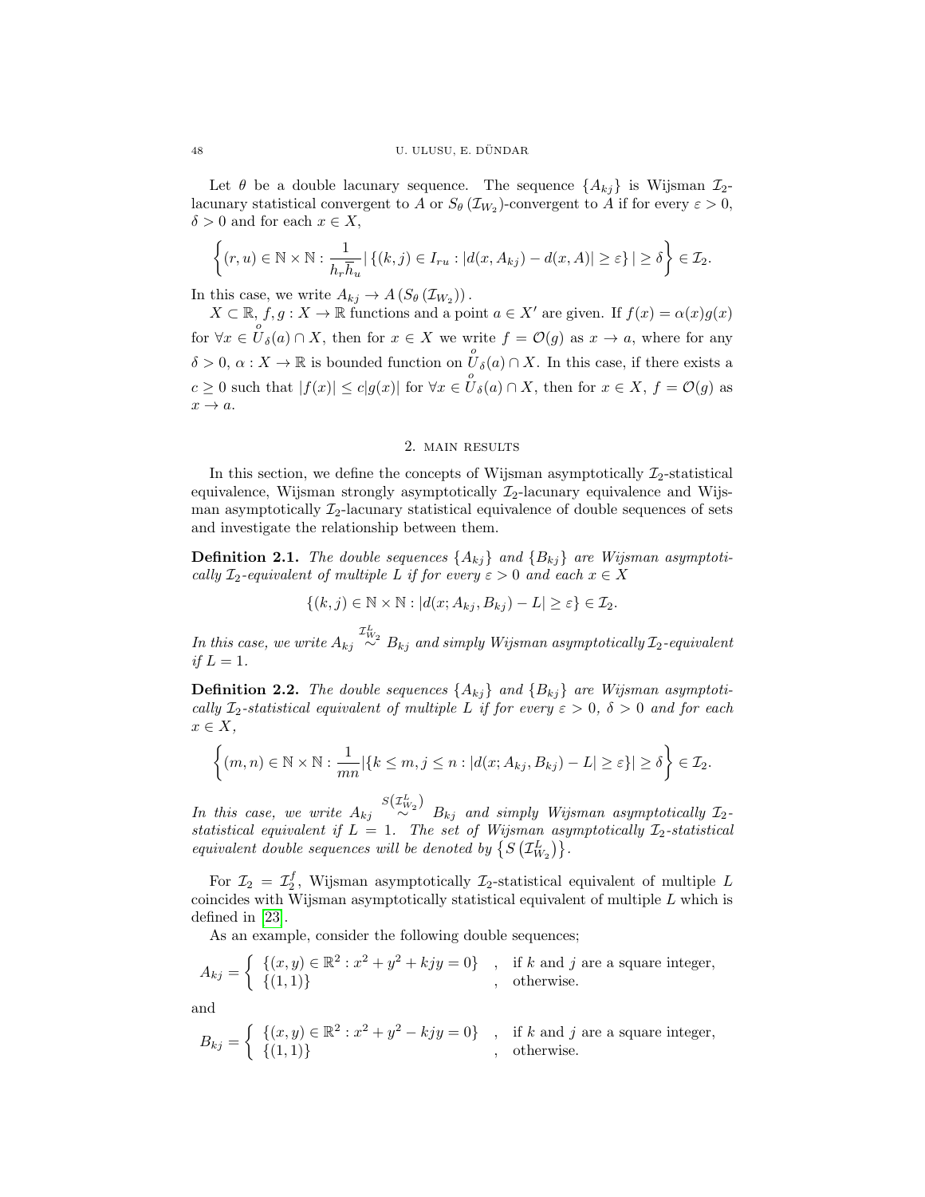Let $\theta$ be a double lacunary sequence. The sequence $\{A_{kj}\}$ is Wijsman $\mathcal{I}_2$-lacunary statistical convergent to $A$ or $S_\theta(\mathcal{I}_{W_2})$-convergent to $A$ if for every $\varepsilon > 0$, $\delta > 0$ and for each $x \in X$,

$$\left\{(r,u) \in \mathbb{N} \times \mathbb{N} : \frac{1}{h_r \overline{h}_u} \left| \{(k,j) \in I_{ru} : |d(x, A_{kj}) - d(x, A)| \geq \varepsilon\} \right| \geq \delta \right\} \in \mathcal{I}_2.$$

In this case, we write $A_{kj} \to A\left(S_\theta\left(\mathcal{I}_{W_2}\right)\right)$.

$X \subset \mathbb{R}$, $f, g : X \to \mathbb{R}$ functions and a point $a \in X'$ are given. If $f(x) = \alpha(x)g(x)$ for $\forall x \in \overset{o}{U}_\delta(a) \cap X$, then for $x \in X$ we write $f = \mathcal{O}(g)$ as $x \to a$, where for any $\delta > 0$, $\alpha : X \to \mathbb{R}$ is bounded function on $\overset{o}{U}_\delta(a) \cap X$. In this case, if there exists a $c \geq 0$ such that $|f(x)| \leq c|g(x)|$ for $\forall x \in \overset{o}{U}_\delta(a) \cap X$, then for $x \in X$, $f = \mathcal{O}(g)$ as $x \to a$.

## 2. Main results

In this section, we define the concepts of Wijsman asymptotically $\mathcal{I}_2$-statistical equivalence, Wijsman strongly asymptotically $\mathcal{I}_2$-lacunary equivalence and Wijsman asymptotically $\mathcal{I}_2$-lacunary statistical equivalence of double sequences of sets and investigate the relationship between them.

**Definition 2.1.** *The double sequences $\{A_{kj}\}$ and $\{B_{kj}\}$ are Wijsman asymptotically $\mathcal{I}_2$-equivalent of multiple $L$ if for every $\varepsilon > 0$ and each $x \in X$*

$$\{(k,j) \in \mathbb{N} \times \mathbb{N} : |d(x; A_{kj}, B_{kj}) - L| \geq \varepsilon\} \in \mathcal{I}_2.$$

*In this case, we write $A_{kj} \overset{\mathcal{I}^L_{W_2}}{\sim} B_{kj}$ and simply Wijsman asymptotically $\mathcal{I}_2$-equivalent if $L = 1$.*

**Definition 2.2.** *The double sequences $\{A_{kj}\}$ and $\{B_{kj}\}$ are Wijsman asymptotically $\mathcal{I}_2$-statistical equivalent of multiple $L$ if for every $\varepsilon > 0$, $\delta > 0$ and for each $x \in X$,*

$$\left\{(m,n) \in \mathbb{N} \times \mathbb{N} : \frac{1}{mn} |\{k \leq m, j \leq n : |d(x; A_{kj}, B_{kj}) - L| \geq \varepsilon\}| \geq \delta \right\} \in \mathcal{I}_2.$$

*In this case, we write $A_{kj} \overset{S\left(\mathcal{I}^L_{W_2}\right)}{\sim} B_{kj}$ and simply Wijsman asymptotically $\mathcal{I}_2$-statistical equivalent if $L = 1$. The set of Wijsman asymptotically $\mathcal{I}_2$-statistical equivalent double sequences will be denoted by $\left\{S\left(\mathcal{I}^L_{W_2}\right)\right\}$.*

For $\mathcal{I}_2 = \mathcal{I}^f_2$, Wijsman asymptotically $\mathcal{I}_2$-statistical equivalent of multiple $L$ coincides with Wijsman asymptotically statistical equivalent of multiple $L$ which is defined in [23].

As an example, consider the following double sequences;

$$A_{kj} = \begin{cases} \{(x,y) \in \mathbb{R}^2 : x^2 + y^2 + kjy = 0\} & , \text{ if } k \text{ and } j \text{ are a square integer,} \\ \{(1,1)\} & , \text{ otherwise.} \end{cases}$$

and

$$B_{kj} = \begin{cases} \{(x,y) \in \mathbb{R}^2 : x^2 + y^2 - kjy = 0\} & , \text{ if } k \text{ and } j \text{ are a square integer,} \\ \{(1,1)\} & , \text{ otherwise.} \end{cases}$$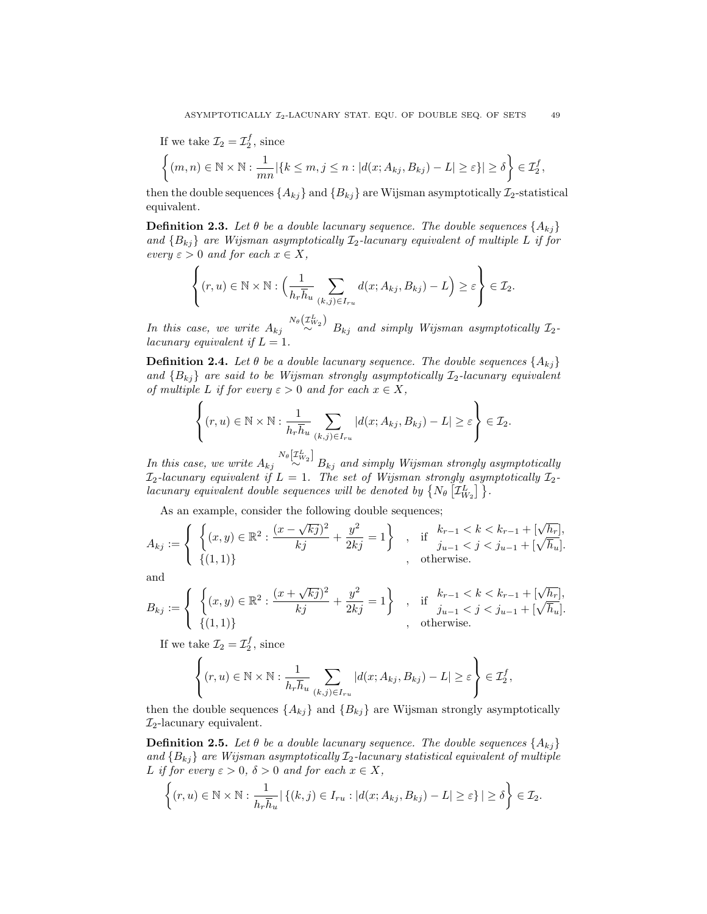If we take $\mathcal{I}_2 = \mathcal{I}_2^f$, since

$$\left\{(m,n) \in \mathbb{N}\times\mathbb{N} : \frac{1}{mn}|\{k \le m, j \le n : |d(x; A_{kj}, B_{kj}) - L| \ge \varepsilon\}| \ge \delta\right\} \in \mathcal{I}_2^f,$$

then the double sequences $\{A_{kj}\}$ and $\{B_{kj}\}$ are Wijsman asymptotically $\mathcal{I}_2$-statistical equivalent.

**Definition 2.3.** *Let $\theta$ be a double lacunary sequence. The double sequences $\{A_{kj}\}$ and $\{B_{kj}\}$ are Wijsman asymptotically $\mathcal{I}_2$-lacunary equivalent of multiple $L$ if for every $\varepsilon > 0$ and for each $x \in X$,*

$$\left\{(r,u) \in \mathbb{N}\times\mathbb{N} : \Big(\frac{1}{h_r \bar{h}_u}\sum_{(k,j)\in I_{ru}} d(x; A_{kj}, B_{kj}) - L\Big) \ge \varepsilon\right\} \in \mathcal{I}_2.$$

*In this case, we write $A_{kj} \overset{N_\theta\left(\mathcal{I}_{W_2}^L\right)}{\sim} B_{kj}$ and simply Wijsman asymptotically $\mathcal{I}_2$-lacunary equivalent if $L = 1$.*

**Definition 2.4.** *Let $\theta$ be a double lacunary sequence. The double sequences $\{A_{kj}\}$ and $\{B_{kj}\}$ are said to be Wijsman strongly asymptotically $\mathcal{I}_2$-lacunary equivalent of multiple $L$ if for every $\varepsilon > 0$ and for each $x \in X$,*

$$\left\{(r,u) \in \mathbb{N}\times\mathbb{N} : \frac{1}{h_r \bar{h}_u}\sum_{(k,j)\in I_{ru}} |d(x; A_{kj}, B_{kj}) - L| \ge \varepsilon\right\} \in \mathcal{I}_2.$$

*In this case, we write $A_{kj} \overset{N_\theta\left[\mathcal{I}_{W_2}^L\right]}{\sim} B_{kj}$ and simply Wijsman strongly asymptotically $\mathcal{I}_2$-lacunary equivalent if $L = 1$. The set of Wijsman strongly asymptotically $\mathcal{I}_2$-lacunary equivalent double sequences will be denoted by $\left\{N_\theta\left[\mathcal{I}_{W_2}^L\right]\right\}$.*

As an example, consider the following double sequences;

$$A_{kj} := \begin{cases} \left\{(x,y) \in \mathbb{R}^2 : \dfrac{(x-\sqrt{kj})^2}{kj} + \dfrac{y^2}{2kj} = 1\right\} & , \text{ if } \begin{array}{l} k_{r-1} < k < k_{r-1} + [\sqrt{h_r}], \\ j_{u-1} < j < j_{u-1} + [\sqrt{\bar{h}_u}]. \end{array} \\ \{(1,1)\} & , \text{ otherwise.} \end{cases}$$

and

$$B_{kj} := \begin{cases} \left\{(x,y) \in \mathbb{R}^2 : \dfrac{(x+\sqrt{kj})^2}{kj} + \dfrac{y^2}{2kj} = 1\right\} & , \text{ if } \begin{array}{l} k_{r-1} < k < k_{r-1} + [\sqrt{h_r}], \\ j_{u-1} < j < j_{u-1} + [\sqrt{\bar{h}_u}]. \end{array} \\ \{(1,1)\} & , \text{ otherwise.} \end{cases}$$

If we take $\mathcal{I}_2 = \mathcal{I}_2^f$, since

$$\left\{(r,u) \in \mathbb{N}\times\mathbb{N} : \frac{1}{h_r \bar{h}_u}\sum_{(k,j)\in I_{ru}} |d(x; A_{kj}, B_{kj}) - L| \ge \varepsilon\right\} \in \mathcal{I}_2^f,$$

then the double sequences $\{A_{kj}\}$ and $\{B_{kj}\}$ are Wijsman strongly asymptotically $\mathcal{I}_2$-lacunary equivalent.

**Definition 2.5.** *Let $\theta$ be a double lacunary sequence. The double sequences $\{A_{kj}\}$ and $\{B_{kj}\}$ are Wijsman asymptotically $\mathcal{I}_2$-lacunary statistical equivalent of multiple $L$ if for every $\varepsilon > 0$, $\delta > 0$ and for each $x \in X$,*

$$\left\{(r,u) \in \mathbb{N}\times\mathbb{N} : \frac{1}{h_r \bar{h}_u}\left|\{(k,j) \in I_{ru} : |d(x; A_{kj}, B_{kj}) - L| \ge \varepsilon\}\right| \ge \delta\right\} \in \mathcal{I}_2.$$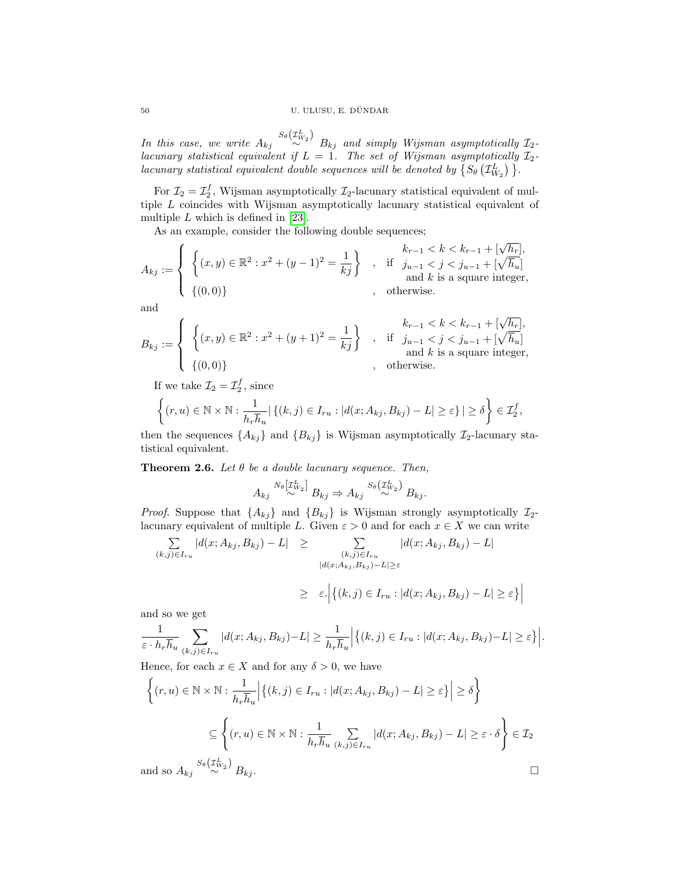*In this case, we write* $A_{kj} \overset{S_\theta\left(\mathcal{I}^L_{W_2}\right)}{\sim} B_{kj}$ *and simply Wijsman asymptotically* $\mathcal{I}_2$*-lacunary statistical equivalent if* $L = 1$*. The set of Wijsman asymptotically* $\mathcal{I}_2$*-lacunary statistical equivalent double sequences will be denoted by* $\left\{S_\theta\left(\mathcal{I}^L_{W_2}\right)\right\}$*.*

For $\mathcal{I}_2 = \mathcal{I}_2^f$, Wijsman asymptotically $\mathcal{I}_2$-lacunary statistical equivalent of multiple $L$ coincides with Wijsman asymptotically lacunary statistical equivalent of multiple $L$ which is defined in [23].

As an example, consider the following double sequences;

$$A_{kj} := \begin{cases} \left\{(x,y) \in \mathbb{R}^2 : x^2 + (y-1)^2 = \dfrac{1}{kj}\right\} & , \text{ if } \begin{array}{l} k_{r-1} < k < k_{r-1} + [\sqrt{h_r}], \\ j_{u-1} < j < j_{u-1} + [\sqrt{\overline{h}_u}] \\ \text{and } k \text{ is a square integer,} \end{array} \\ \{(0,0)\} & , \text{ otherwise.} \end{cases}$$

and

$$B_{kj} := \begin{cases} \left\{(x,y) \in \mathbb{R}^2 : x^2 + (y+1)^2 = \dfrac{1}{kj}\right\} & , \text{ if } \begin{array}{l} k_{r-1} < k < k_{r-1} + [\sqrt{h_r}], \\ j_{u-1} < j < j_{u-1} + [\sqrt{\overline{h}_u}] \\ \text{and } k \text{ is a square integer,} \end{array} \\ \{(0,0)\} & , \text{ otherwise.} \end{cases}$$

If we take $\mathcal{I}_2 = \mathcal{I}_2^f$, since

$$\left\{(r,u) \in \mathbb{N} \times \mathbb{N} : \frac{1}{h_r \overline{h}_u} \left| \left\{(k,j) \in I_{ru} : |d(x; A_{kj}, B_{kj}) - L| \geq \varepsilon\right\} \right| \geq \delta\right\} \in \mathcal{I}_2^f,$$

then the sequences $\{A_{kj}\}$ and $\{B_{kj}\}$ is Wijsman asymptotically $\mathcal{I}_2$-lacunary statistical equivalent.

**Theorem 2.6.** *Let* $\theta$ *be a double lacunary sequence. Then,*

$$A_{kj} \overset{N_\theta\left[\mathcal{I}^L_{W_2}\right]}{\sim} B_{kj} \Rightarrow A_{kj} \overset{S_\theta\left(\mathcal{I}^L_{W_2}\right)}{\sim} B_{kj}.$$

*Proof.* Suppose that $\{A_{kj}\}$ and $\{B_{kj}\}$ is Wijsman strongly asymptotically $\mathcal{I}_2$-lacunary equivalent of multiple $L$. Given $\varepsilon > 0$ and for each $x \in X$ we can write

$$\begin{aligned} \sum_{(k,j) \in I_{ru}} |d(x; A_{kj}, B_{kj}) - L| &\geq \sum_{\substack{(k,j) \in I_{ru} \\ |d(x; A_{kj}, B_{kj}) - L| \geq \varepsilon}} |d(x; A_{kj}, B_{kj}) - L| \\ &\geq \varepsilon . \left| \left\{(k,j) \in I_{ru} : |d(x; A_{kj}, B_{kj}) - L| \geq \varepsilon\right\} \right| \end{aligned}$$

and so we get

$$\frac{1}{\varepsilon \cdot h_r \overline{h}_u} \sum_{(k,j) \in I_{ru}} |d(x; A_{kj}, B_{kj}) - L| \geq \frac{1}{h_r \overline{h}_u} \left| \left\{(k,j) \in I_{ru} : |d(x; A_{kj}, B_{kj}) - L| \geq \varepsilon\right\} \right|.$$

Hence, for each $x \in X$ and for any $\delta > 0$, we have

$$\begin{aligned} &\left\{(r,u) \in \mathbb{N} \times \mathbb{N} : \frac{1}{h_r \overline{h}_u} \left| \left\{(k,j) \in I_{ru} : |d(x; A_{kj}, B_{kj}) - L| \geq \varepsilon\right\} \right| \geq \delta\right\} \\ &\qquad \subseteq \left\{(r,u) \in \mathbb{N} \times \mathbb{N} : \frac{1}{h_r \overline{h}_u} \sum_{(k,j) \in I_{ru}} |d(x; A_{kj}, B_{kj}) - L| \geq \varepsilon \cdot \delta\right\} \in \mathcal{I}_2 \end{aligned}$$

and so $A_{kj} \overset{S_\theta\left(\mathcal{I}^L_{W_2}\right)}{\sim} B_{kj}$. $\square$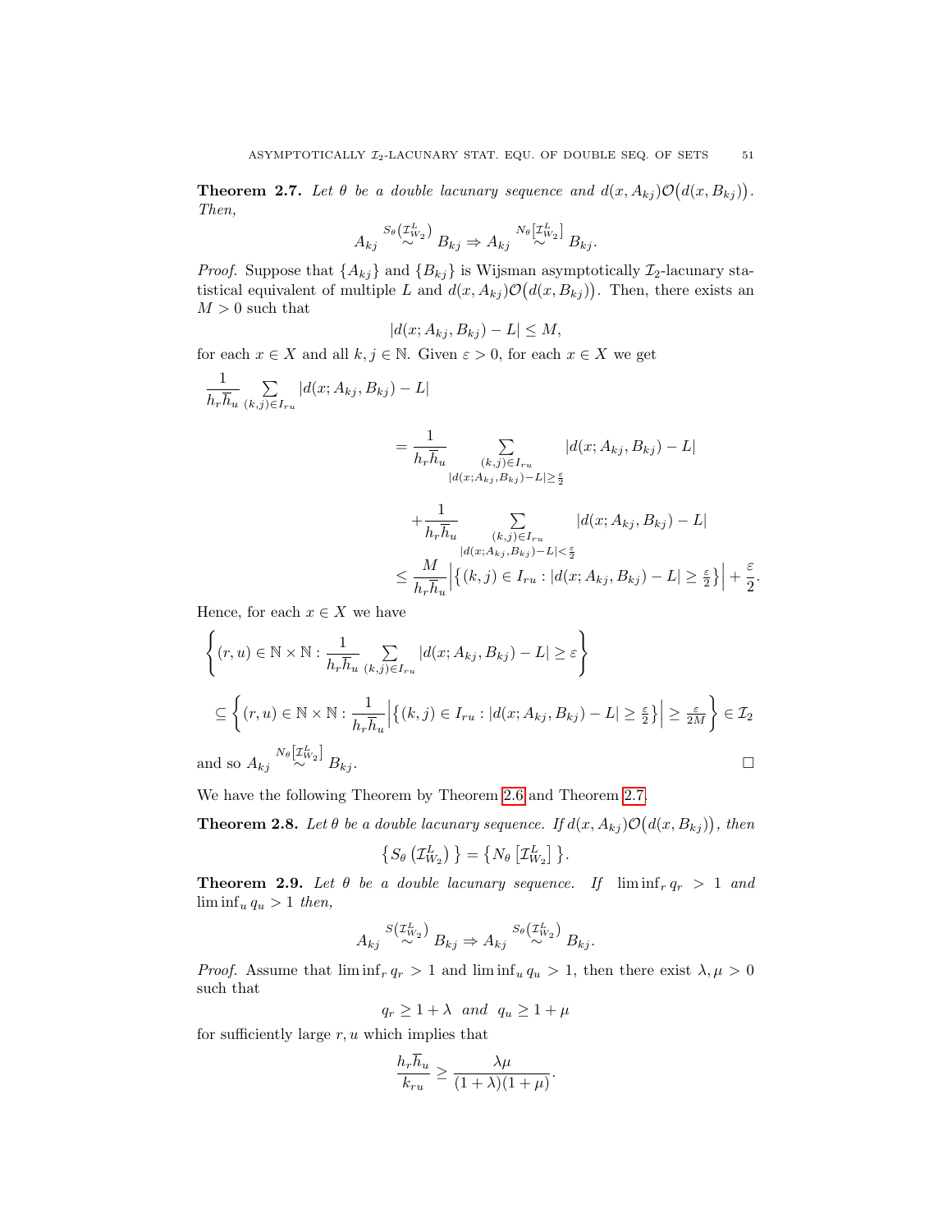**Theorem 2.7.** *Let $\theta$ be a double lacunary sequence and $d(x, A_{kj})\mathcal{O}\big(d(x, B_{kj})\big)$. Then,*

$$A_{kj} \overset{S_\theta\left(\mathcal{I}_{W_2}^L\right)}{\sim} B_{kj} \Rightarrow A_{kj} \overset{N_\theta\left[\mathcal{I}_{W_2}^L\right]}{\sim} B_{kj}.$$

*Proof.* Suppose that $\{A_{kj}\}$ and $\{B_{kj}\}$ is Wijsman asymptotically $\mathcal{I}_2$-lacunary statistical equivalent of multiple $L$ and $d(x, A_{kj})\mathcal{O}\big(d(x, B_{kj})\big)$. Then, there exists an $M > 0$ such that

$$|d(x; A_{kj}, B_{kj}) - L| \le M,$$

for each $x \in X$ and all $k, j \in \mathbb{N}$. Given $\varepsilon > 0$, for each $x \in X$ we get

$$\begin{aligned}
&\frac{1}{h_r \overline{h}_u} \sum_{(k,j)\in I_{ru}} |d(x; A_{kj}, B_{kj}) - L| \\
&\qquad = \frac{1}{h_r \overline{h}_u} \sum_{\substack{(k,j)\in I_{ru} \\ |d(x;A_{kj},B_{kj})-L| \ge \frac{\varepsilon}{2}}} |d(x; A_{kj}, B_{kj}) - L| \\
&\qquad\quad + \frac{1}{h_r \overline{h}_u} \sum_{\substack{(k,j)\in I_{ru} \\ |d(x;A_{kj},B_{kj})-L| < \frac{\varepsilon}{2}}} |d(x; A_{kj}, B_{kj}) - L| \\
&\qquad \le \frac{M}{h_r \overline{h}_u} \Big| \big\{ (k,j) \in I_{ru} : |d(x; A_{kj}, B_{kj}) - L| \ge \tfrac{\varepsilon}{2} \big\} \Big| + \frac{\varepsilon}{2}.
\end{aligned}$$

Hence, for each $x \in X$ we have

$$\begin{aligned}
&\left\{ (r,u) \in \mathbb{N} \times \mathbb{N} : \frac{1}{h_r \overline{h}_u} \sum_{(k,j)\in I_{ru}} |d(x; A_{kj}, B_{kj}) - L| \ge \varepsilon \right\} \\
&\subseteq \left\{ (r,u) \in \mathbb{N} \times \mathbb{N} : \frac{1}{h_r \overline{h}_u} \Big| \big\{ (k,j) \in I_{ru} : |d(x; A_{kj}, B_{kj}) - L| \ge \tfrac{\varepsilon}{2} \big\} \Big| \ge \tfrac{\varepsilon}{2M} \right\} \in \mathcal{I}_2
\end{aligned}$$

and so $A_{kj} \overset{N_\theta\left[\mathcal{I}_{W_2}^L\right]}{\sim} B_{kj}$. $\square$

We have the following Theorem by Theorem 2.6 and Theorem 2.7.

**Theorem 2.8.** *Let $\theta$ be a double lacunary sequence. If $d(x, A_{kj})\mathcal{O}\big(d(x, B_{kj})\big)$, then*

$$\left\{ S_\theta\left(\mathcal{I}_{W_2}^L\right) \right\} = \left\{ N_\theta\left[\mathcal{I}_{W_2}^L\right] \right\}.$$

**Theorem 2.9.** *Let $\theta$ be a double lacunary sequence. If $\liminf_r q_r > 1$ and $\liminf_u q_u > 1$ then,*

$$A_{kj} \overset{S\left(\mathcal{I}_{W_2}^L\right)}{\sim} B_{kj} \Rightarrow A_{kj} \overset{S_\theta\left(\mathcal{I}_{W_2}^L\right)}{\sim} B_{kj}.$$

*Proof.* Assume that $\liminf_r q_r > 1$ and $\liminf_u q_u > 1$, then there exist $\lambda, \mu > 0$ such that

$$q_r \ge 1 + \lambda \ \ \textit{and} \ \ q_u \ge 1 + \mu$$

for sufficiently large $r, u$ which implies that

$$\frac{h_r \overline{h}_u}{k_{ru}} \ge \frac{\lambda \mu}{(1+\lambda)(1+\mu)}.$$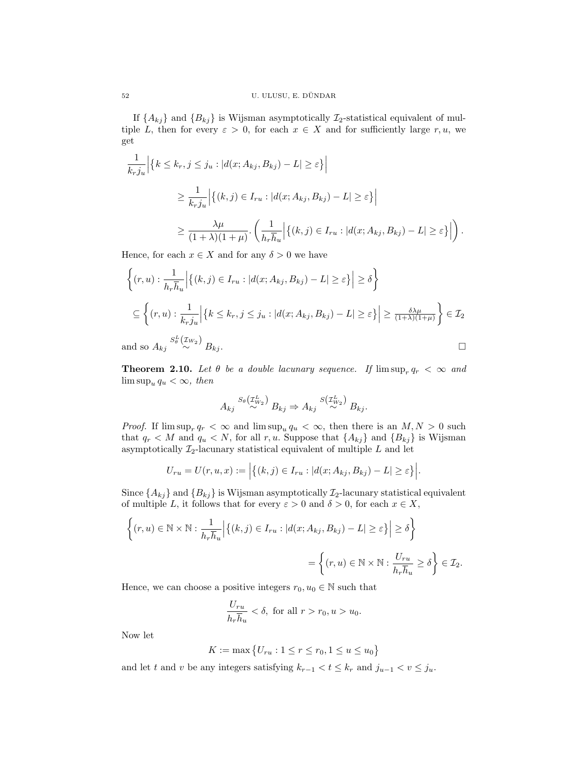If $\{A_{kj}\}$ and $\{B_{kj}\}$ is Wijsman asymptotically $\mathcal{I}_2$-statistical equivalent of multiple $L$, then for every $\varepsilon > 0$, for each $x \in X$ and for sufficiently large $r, u$, we get

$$
\begin{aligned}
\frac{1}{k_r j_u}&\Big|\big\{k \leq k_r, j \leq j_u : |d(x; A_{kj}, B_{kj}) - L| \geq \varepsilon\big\}\Big| \\
&\geq \frac{1}{k_r j_u}\Big|\big\{(k,j) \in I_{ru} : |d(x; A_{kj}, B_{kj}) - L| \geq \varepsilon\big\}\Big| \\
&\geq \frac{\lambda\mu}{(1+\lambda)(1+\mu)}.\left(\frac{1}{h_r \overline{h}_u}\Big|\big\{(k,j) \in I_{ru} : |d(x; A_{kj}, B_{kj}) - L| \geq \varepsilon\big\}\Big|\right).
\end{aligned}
$$

Hence, for each $x \in X$ and for any $\delta > 0$ we have

$$
\begin{aligned}
&\left\{(r,u) : \frac{1}{h_r \overline{h}_u}\Big|\big\{(k,j) \in I_{ru} : |d(x; A_{kj}, B_{kj}) - L| \geq \varepsilon\big\}\Big| \geq \delta\right\} \\
&\subseteq \left\{(r,u) : \frac{1}{k_r j_u}\Big|\big\{k \leq k_r, j \leq j_u : |d(x; A_{kj}, B_{kj}) - L| \geq \varepsilon\big\}\Big| \geq \tfrac{\delta\lambda\mu}{(1+\lambda)(1+\mu)}\right\} \in \mathcal{I}_2
\end{aligned}
$$

and so $A_{kj} \overset{S_\theta^L(\mathcal{I}_{W_2})}{\sim} B_{kj}$. □

**Theorem 2.10.** *Let $\theta$ be a double lacunary sequence. If $\limsup_r q_r < \infty$ and $\limsup_u q_u < \infty$, then*

$$
A_{kj} \overset{S_\theta(\mathcal{I}_{W_2}^L)}{\sim} B_{kj} \Rightarrow A_{kj} \overset{S(\mathcal{I}_{W_2}^L)}{\sim} B_{kj}.
$$

*Proof.* If $\limsup_r q_r < \infty$ and $\limsup_u q_u < \infty$, then there is an $M, N > 0$ such that $q_r < M$ and $q_u < N$, for all $r, u$. Suppose that $\{A_{kj}\}$ and $\{B_{kj}\}$ is Wijsman asymptotically $\mathcal{I}_2$-lacunary statistical equivalent of multiple $L$ and let

$$
U_{ru} = U(r,u,x) := \Big|\big\{(k,j) \in I_{ru} : |d(x; A_{kj}, B_{kj}) - L| \geq \varepsilon\big\}\Big|.
$$

Since $\{A_{kj}\}$ and $\{B_{kj}\}$ is Wijsman asymptotically $\mathcal{I}_2$-lacunary statistical equivalent of multiple $L$, it follows that for every $\varepsilon > 0$ and $\delta > 0$, for each $x \in X$,

$$
\begin{aligned}
&\left\{(r,u) \in \mathbb{N} \times \mathbb{N} : \frac{1}{h_r \overline{h}_u}\Big|\big\{(k,j) \in I_{ru} : |d(x; A_{kj}, B_{kj}) - L| \geq \varepsilon\big\}\Big| \geq \delta\right\} \\
&\qquad = \left\{(r,u) \in \mathbb{N} \times \mathbb{N} : \frac{U_{ru}}{h_r \overline{h}_u} \geq \delta\right\} \in \mathcal{I}_2.
\end{aligned}
$$

Hence, we can choose a positive integers $r_0, u_0 \in \mathbb{N}$ such that

$$
\frac{U_{ru}}{h_r \overline{h}_u} < \delta, \text{ for all } r > r_0, u > u_0.
$$

Now let

$$
K := \max\big\{U_{ru} : 1 \leq r \leq r_0, 1 \leq u \leq u_0\big\}
$$

and let $t$ and $v$ be any integers satisfying $k_{r-1} < t \leq k_r$ and $j_{u-1} < v \leq j_u$.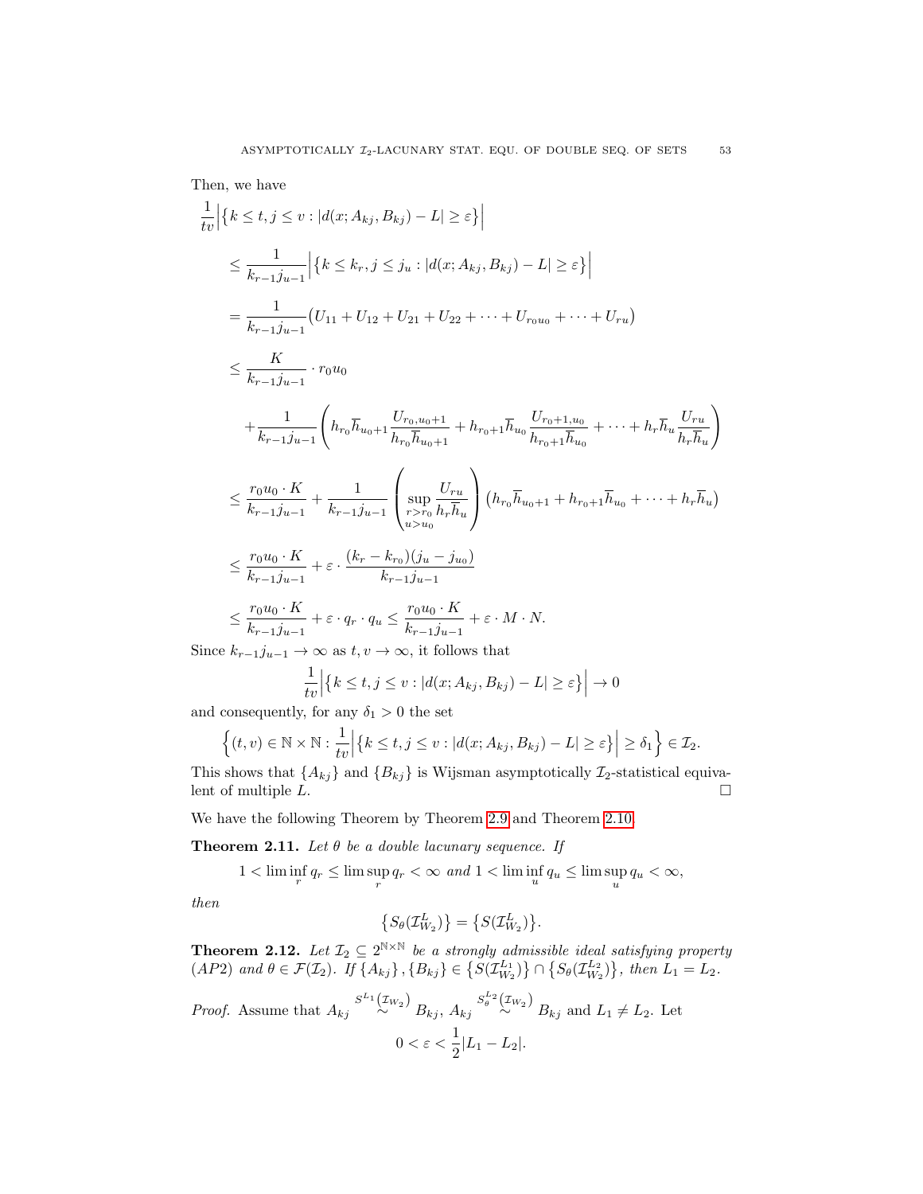Then, we have

$$
\begin{aligned}
&\frac{1}{tv}\Big|\big\{k \le t, j \le v : |d(x; A_{kj}, B_{kj}) - L| \ge \varepsilon\big\}\Big| \\
&\le \frac{1}{k_{r-1}j_{u-1}}\Big|\big\{k \le k_r, j \le j_u : |d(x; A_{kj}, B_{kj}) - L| \ge \varepsilon\big\}\Big| \\
&= \frac{1}{k_{r-1}j_{u-1}}\big(U_{11} + U_{12} + U_{21} + U_{22} + \cdots + U_{r_0u_0} + \cdots + U_{ru}\big) \\
&\le \frac{K}{k_{r-1}j_{u-1}} \cdot r_0u_0 \\
&\quad + \frac{1}{k_{r-1}j_{u-1}}\left(h_{r_0}\overline{h}_{u_0+1}\frac{U_{r_0,u_0+1}}{h_{r_0}\overline{h}_{u_0+1}} + h_{r_0+1}\overline{h}_{u_0}\frac{U_{r_0+1,u_0}}{h_{r_0+1}\overline{h}_{u_0}} + \cdots + h_r\overline{h}_u\frac{U_{ru}}{h_r\overline{h}_u}\right) \\
&\le \frac{r_0u_0 \cdot K}{k_{r-1}j_{u-1}} + \frac{1}{k_{r-1}j_{u-1}}\left(\sup_{\substack{r>r_0 \\ u>u_0}}\frac{U_{ru}}{h_r\overline{h}_u}\right)\left(h_{r_0}\overline{h}_{u_0+1} + h_{r_0+1}\overline{h}_{u_0} + \cdots + h_r\overline{h}_u\right) \\
&\le \frac{r_0u_0 \cdot K}{k_{r-1}j_{u-1}} + \varepsilon \cdot \frac{(k_r - k_{r_0})(j_u - j_{u_0})}{k_{r-1}j_{u-1}} \\
&\le \frac{r_0u_0 \cdot K}{k_{r-1}j_{u-1}} + \varepsilon \cdot q_r \cdot q_u \le \frac{r_0u_0 \cdot K}{k_{r-1}j_{u-1}} + \varepsilon \cdot M \cdot N.
\end{aligned}
$$

Since $k_{r-1}j_{u-1} \to \infty$ as $t, v \to \infty$, it follows that

$$\frac{1}{tv}\Big|\big\{k \le t, j \le v : |d(x; A_{kj}, B_{kj}) - L| \ge \varepsilon\big\}\Big| \to 0$$

and consequently, for any $\delta_1 > 0$ the set

$$\Big\{(t, v) \in \mathbb{N} \times \mathbb{N} : \frac{1}{tv}\Big|\big\{k \le t, j \le v : |d(x; A_{kj}, B_{kj}) - L| \ge \varepsilon\big\}\Big| \ge \delta_1\Big\} \in \mathcal{I}_2.$$

This shows that $\{A_{kj}\}$ and $\{B_{kj}\}$ is Wijsman asymptotically $\mathcal{I}_2$-statistical equivalent of multiple $L$. $\square$

We have the following Theorem by Theorem 2.9 and Theorem 2.10.

**Theorem 2.11.** *Let $\theta$ be a double lacunary sequence. If*

$$1 < \liminf_r q_r \le \limsup_r q_r < \infty \text{ and } 1 < \liminf_u q_u \le \limsup_u q_u < \infty,$$

*then*

$$\big\{S_\theta(\mathcal{I}_{W_2}^L)\big\} = \big\{S(\mathcal{I}_{W_2}^L)\big\}.$$

**Theorem 2.12.** *Let $\mathcal{I}_2 \subseteq 2^{\mathbb{N}\times\mathbb{N}}$ be a strongly admissible ideal satisfying property $(AP2)$ and $\theta \in \mathcal{F}(\mathcal{I}_2)$. If $\{A_{kj}\}, \{B_{kj}\} \in \big\{S(\mathcal{I}_{W_2}^{L_1})\big\} \cap \big\{S_\theta(\mathcal{I}_{W_2}^{L_2})\big\}$, then $L_1 = L_2$.*

*Proof.* Assume that $A_{kj} \overset{S^{L_1}(\mathcal{I}_{W_2})}{\sim} B_{kj}$, $A_{kj} \overset{S_\theta^{L_2}(\mathcal{I}_{W_2})}{\sim} B_{kj}$ and $L_1 \ne L_2$. Let

$$0 < \varepsilon < \frac{1}{2}|L_1 - L_2|.$$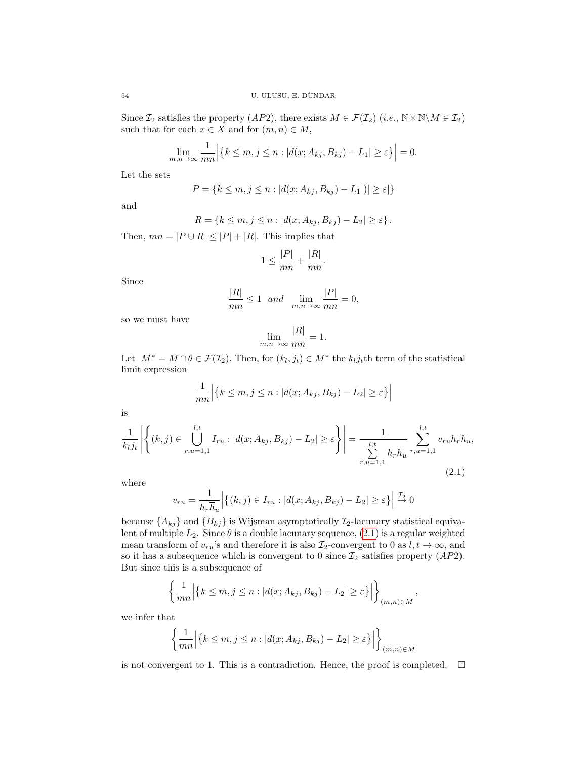Since $\mathcal{I}_2$ satisfies the property $(AP2)$, there exists $M \in \mathcal{F}(\mathcal{I}_2)$ $(i.e., \mathbb{N}\times\mathbb{N}\backslash M \in \mathcal{I}_2)$ such that for each $x \in X$ and for $(m,n) \in M$,

$$\lim_{m,n\to\infty} \frac{1}{mn}\Big|\big\{k \leq m, j \leq n : |d(x; A_{kj}, B_{kj}) - L_1| \geq \varepsilon\big\}\Big| = 0.$$

Let the sets

$$P = \{k \leq m, j \leq n : |d(x; A_{kj}, B_{kj}) - L_1|)| \geq \varepsilon|\}$$

and

$$R = \{k \leq m, j \leq n : |d(x; A_{kj}, B_{kj}) - L_2| \geq \varepsilon\}.$$

Then, $mn = |P \cup R| \leq |P| + |R|$. This implies that

$$1 \leq \frac{|P|}{mn} + \frac{|R|}{mn}.$$

Since

$$\frac{|R|}{mn} \leq 1 \quad and \quad \lim_{m,n\to\infty} \frac{|P|}{mn} = 0,$$

so we must have

$$\lim_{m,n\to\infty} \frac{|R|}{mn} = 1.$$

Let $M^* = M \cap \theta \in \mathcal{F}(\mathcal{I}_2)$. Then, for $(k_l, j_t) \in M^*$ the $k_l j_t$th term of the statistical limit expression

$$\frac{1}{mn}\Big|\big\{k \leq m, j \leq n : |d(x; A_{kj}, B_{kj}) - L_2| \geq \varepsilon\big\}\Big|$$

is

$$\frac{1}{k_l j_t}\left|\left\{(k,j) \in \bigcup_{r,u=1,1}^{l,t} I_{ru} : |d(x; A_{kj}, B_{kj}) - L_2| \geq \varepsilon\right\}\right| = \frac{1}{\sum\limits_{r,u=1,1}^{l,t} h_r \overline{h}_u} \sum_{r,u=1,1}^{l,t} v_{ru} h_r \overline{h}_u, \tag{2.1}$$

where

$$v_{ru} = \frac{1}{h_r \overline{h}_u}\Big|\big\{(k,j) \in I_{ru} : |d(x; A_{kj}, B_{kj}) - L_2| \geq \varepsilon\big\}\Big| \xrightarrow{\mathcal{I}_2} 0$$

because $\{A_{kj}\}$ and $\{B_{kj}\}$ is Wijsman asymptotically $\mathcal{I}_2$-lacunary statistical equivalent of multiple $L_2$. Since $\theta$ is a double lacunary sequence, (2.1) is a regular weighted mean transform of $v_{ru}$'s and therefore it is also $\mathcal{I}_2$-convergent to 0 as $l, t \to \infty$, and so it has a subsequence which is convergent to 0 since $\mathcal{I}_2$ satisfies property $(AP2)$. But since this is a subsequence of

$$\left\{\frac{1}{mn}\Big|\big\{k \leq m, j \leq n : |d(x; A_{kj}, B_{kj}) - L_2| \geq \varepsilon\big\}\Big|\right\}_{(m,n)\in M},$$

we infer that

$$\left\{\frac{1}{mn}\Big|\big\{k \leq m, j \leq n : |d(x; A_{kj}, B_{kj}) - L_2| \geq \varepsilon\big\}\Big|\right\}_{(m,n)\in M}$$

is not convergent to 1. This is a contradiction. Hence, the proof is completed. $\square$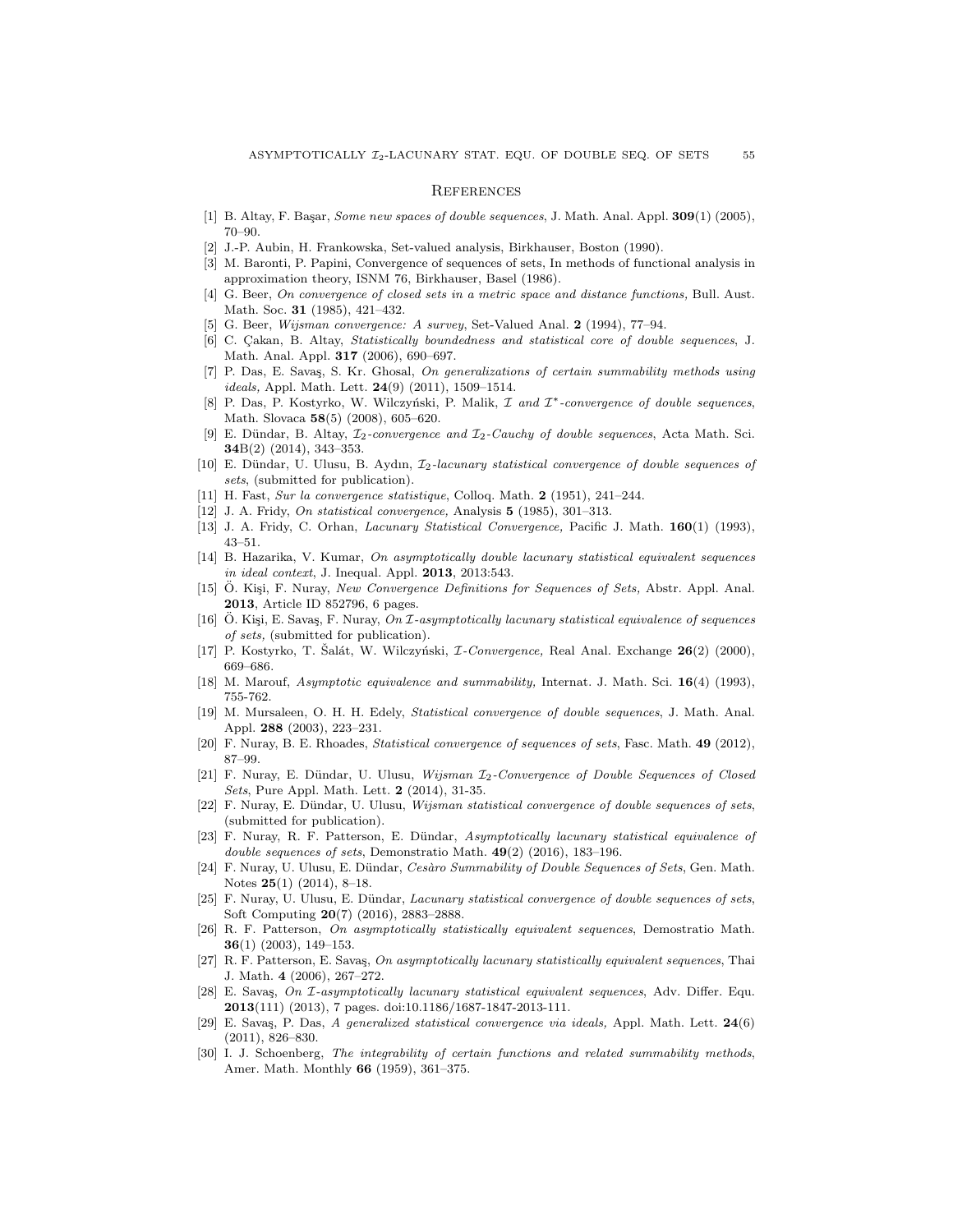## References

[1] B. Altay, F. Başar, *Some new spaces of double sequences*, J. Math. Anal. Appl. **309**(1) (2005), 70–90.

[2] J.-P. Aubin, H. Frankowska, Set-valued analysis, Birkhauser, Boston (1990).

[3] M. Baronti, P. Papini, Convergence of sequences of sets, In methods of functional analysis in approximation theory, ISNM 76, Birkhauser, Basel (1986).

[4] G. Beer, *On convergence of closed sets in a metric space and distance functions,* Bull. Aust. Math. Soc. **31** (1985), 421–432.

[5] G. Beer, *Wijsman convergence: A survey*, Set-Valued Anal. **2** (1994), 77–94.

[6] C. Çakan, B. Altay, *Statistically boundedness and statistical core of double sequences*, J. Math. Anal. Appl. **317** (2006), 690–697.

[7] P. Das, E. Savaş, S. Kr. Ghosal, *On generalizations of certain summability methods using ideals,* Appl. Math. Lett. **24**(9) (2011), 1509–1514.

[8] P. Das, P. Kostyrko, W. Wilczyński, P. Malik, *$\mathcal{I}$ and $\mathcal{I}^*$-convergence of double sequences*, Math. Slovaca **58**(5) (2008), 605–620.

[9] E. Dündar, B. Altay, *$\mathcal{I}_2$-convergence and $\mathcal{I}_2$-Cauchy of double sequences*, Acta Math. Sci. **34**B(2) (2014), 343–353.

[10] E. Dündar, U. Ulusu, B. Aydın, *$\mathcal{I}_2$-lacunary statistical convergence of double sequences of sets*, (submitted for publication).

[11] H. Fast, *Sur la convergence statistique*, Colloq. Math. **2** (1951), 241–244.

[12] J. A. Fridy, *On statistical convergence,* Analysis **5** (1985), 301–313.

[13] J. A. Fridy, C. Orhan, *Lacunary Statistical Convergence,* Pacific J. Math. **160**(1) (1993), 43–51.

[14] B. Hazarika, V. Kumar, *On asymptotically double lacunary statistical equivalent sequences in ideal context*, J. Inequal. Appl. **2013**, 2013:543.

[15] Ö. Kişi, F. Nuray, *New Convergence Definitions for Sequences of Sets,* Abstr. Appl. Anal. **2013**, Article ID 852796, 6 pages.

[16] Ö. Kişi, E. Savaş, F. Nuray, *On $\mathcal{I}$-asymptotically lacunary statistical equivalence of sequences of sets,* (submitted for publication).

[17] P. Kostyrko, T. Šalát, W. Wilczyński, *$\mathcal{I}$-Convergence,* Real Anal. Exchange **26**(2) (2000), 669–686.

[18] M. Marouf, *Asymptotic equivalence and summability,* Internat. J. Math. Sci. **16**(4) (1993), 755-762.

[19] M. Mursaleen, O. H. H. Edely, *Statistical convergence of double sequences*, J. Math. Anal. Appl. **288** (2003), 223–231.

[20] F. Nuray, B. E. Rhoades, *Statistical convergence of sequences of sets*, Fasc. Math. **49** (2012), 87–99.

[21] F. Nuray, E. Dündar, U. Ulusu, *Wijsman $\mathcal{I}_2$-Convergence of Double Sequences of Closed Sets*, Pure Appl. Math. Lett. **2** (2014), 31-35.

[22] F. Nuray, E. Dündar, U. Ulusu, *Wijsman statistical convergence of double sequences of sets*, (submitted for publication).

[23] F. Nuray, R. F. Patterson, E. Dündar, *Asymptotically lacunary statistical equivalence of double sequences of sets*, Demonstratio Math. **49**(2) (2016), 183–196.

[24] F. Nuray, U. Ulusu, E. Dündar, *Cesàro Summability of Double Sequences of Sets*, Gen. Math. Notes **25**(1) (2014), 8–18.

[25] F. Nuray, U. Ulusu, E. Dündar, *Lacunary statistical convergence of double sequences of sets*, Soft Computing **20**(7) (2016), 2883–2888.

[26] R. F. Patterson, *On asymptotically statistically equivalent sequences*, Demostratio Math. **36**(1) (2003), 149–153.

[27] R. F. Patterson, E. Savaş, *On asymptotically lacunary statistically equivalent sequences*, Thai J. Math. **4** (2006), 267–272.

[28] E. Savaş, *On $\mathcal{I}$-asymptotically lacunary statistical equivalent sequences*, Adv. Differ. Equ. **2013**(111) (2013), 7 pages. doi:10.1186/1687-1847-2013-111.

[29] E. Savaş, P. Das, *A generalized statistical convergence via ideals,* Appl. Math. Lett. **24**(6) (2011), 826–830.

[30] I. J. Schoenberg, *The integrability of certain functions and related summability methods*, Amer. Math. Monthly **66** (1959), 361–375.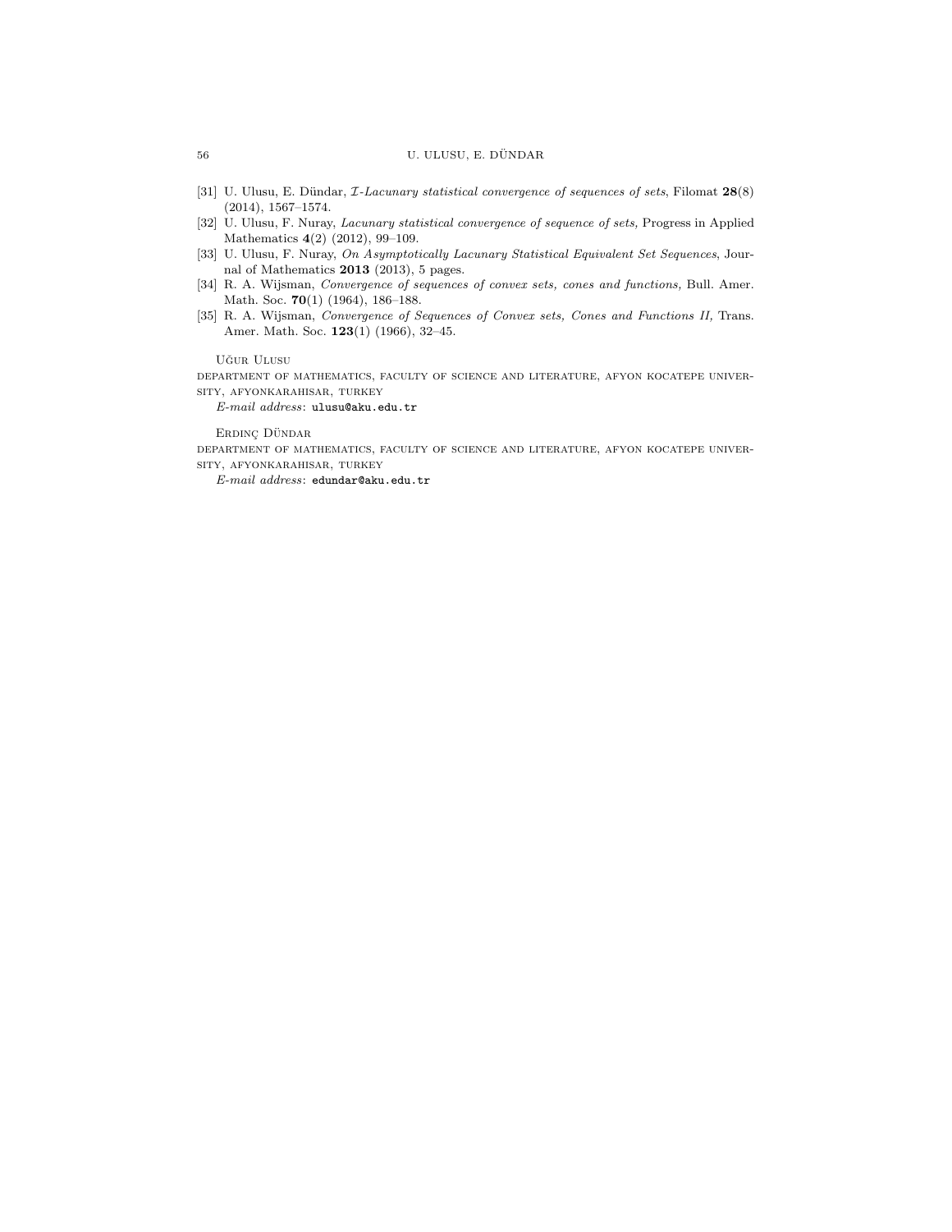[31] U. Ulusu, E. Dündar, *$\mathcal{I}$-Lacunary statistical convergence of sequences of sets*, Filomat **28**(8) (2014), 1567–1574.

[32] U. Ulusu, F. Nuray, *Lacunary statistical convergence of sequence of sets,* Progress in Applied Mathematics **4**(2) (2012), 99–109.

[33] U. Ulusu, F. Nuray, *On Asymptotically Lacunary Statistical Equivalent Set Sequences*, Journal of Mathematics **2013** (2013), 5 pages.

[34] R. A. Wijsman, *Convergence of sequences of convex sets, cones and functions,* Bull. Amer. Math. Soc. **70**(1) (1964), 186–188.

[35] R. A. Wijsman, *Convergence of Sequences of Convex sets, Cones and Functions II,* Trans. Amer. Math. Soc. **123**(1) (1966), 32–45.

Uğur Ulusu

department of mathematics, faculty of science and literature, afyon kocatepe university, afyonkarahisar, turkey

*E-mail address*: `ulusu@aku.edu.tr`

Erdinç Dündar

department of mathematics, faculty of science and literature, afyon kocatepe university, afyonkarahisar, turkey

*E-mail address*: `edundar@aku.edu.tr`